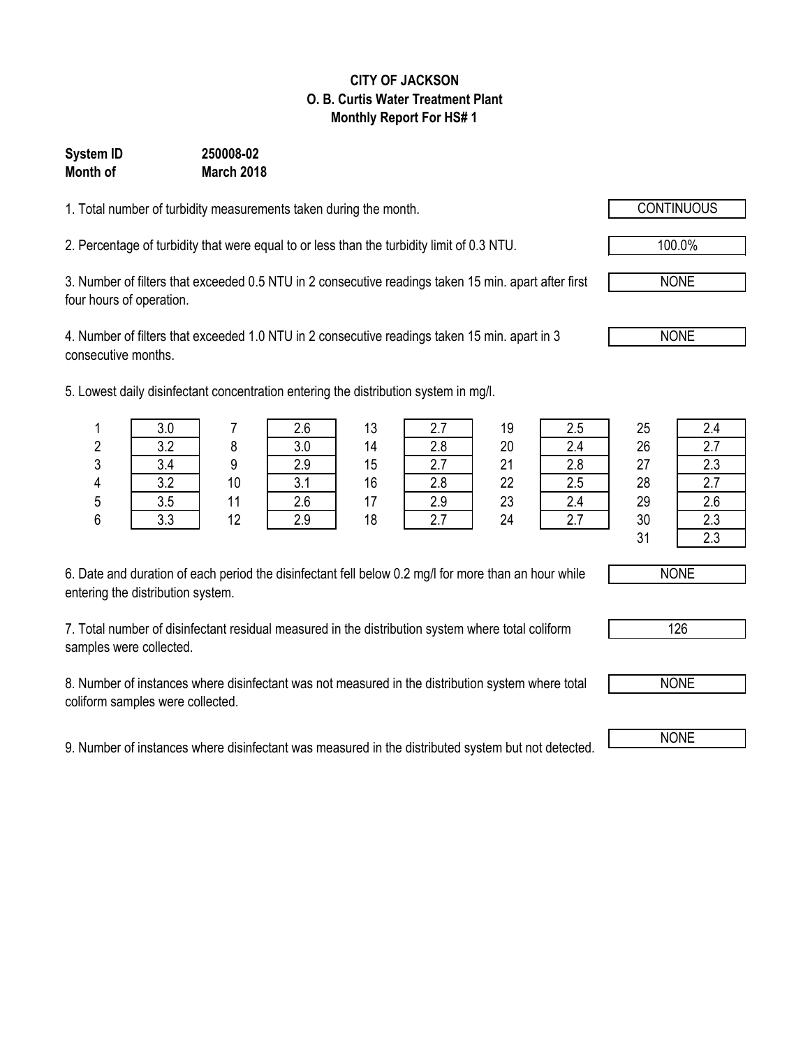**CITY OF JACKSON**
**O. B. Curtis Water Treatment Plant**
**Monthly Report For HS# 1**

**System ID** **250008-02**
**Month of** **March 2018**

1. Total number of turbidity measurements taken during the month. CONTINUOUS

2. Percentage of turbidity that were equal to or less than the turbidity limit of 0.3 NTU. 100.0%

3. Number of filters that exceeded 0.5 NTU in 2 consecutive readings taken 15 min. apart after first four hours of operation. NONE

4. Number of filters that exceeded 1.0 NTU in 2 consecutive readings taken 15 min. apart in 3 consecutive months. NONE

5. Lowest daily disinfectant concentration entering the distribution system in mg/l.

| Day | mg/l | Day | mg/l | Day | mg/l | Day | mg/l | Day | mg/l |
|---|---|---|---|---|---|---|---|---|---|
| 1 | 3.0 | 7 | 2.6 | 13 | 2.7 | 19 | 2.5 | 25 | 2.4 |
| 2 | 3.2 | 8 | 3.0 | 14 | 2.8 | 20 | 2.4 | 26 | 2.7 |
| 3 | 3.4 | 9 | 2.9 | 15 | 2.7 | 21 | 2.8 | 27 | 2.3 |
| 4 | 3.2 | 10 | 3.1 | 16 | 2.8 | 22 | 2.5 | 28 | 2.7 |
| 5 | 3.5 | 11 | 2.6 | 17 | 2.9 | 23 | 2.4 | 29 | 2.6 |
| 6 | 3.3 | 12 | 2.9 | 18 | 2.7 | 24 | 2.7 | 30 | 2.3 |
| | | | | | | | | 31 | 2.3 |

6. Date and duration of each period the disinfectant fell below 0.2 mg/l for more than an hour while entering the distribution system. NONE

7. Total number of disinfectant residual measured in the distribution system where total coliform samples were collected. 126

8. Number of instances where disinfectant was not measured in the distribution system where total coliform samples were collected. NONE

9. Number of instances where disinfectant was measured in the distributed system but not detected. NONE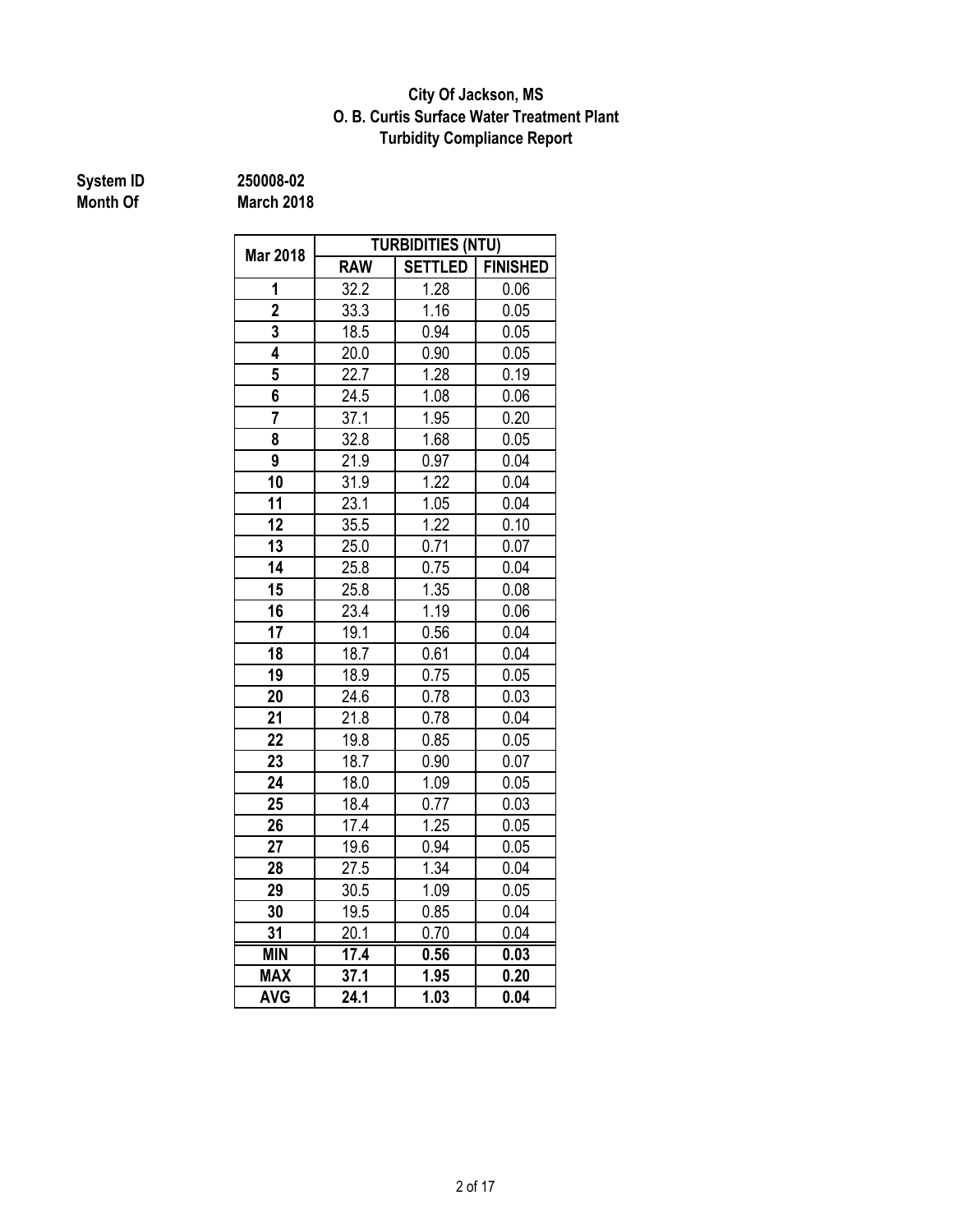**City Of Jackson, MS**
**O. B. Curtis Surface Water Treatment Plant**
**Turbidity Compliance Report**

**System ID** **250008-02**
**Month Of** **March 2018**

| Mar 2018 | TURBIDITIES (NTU) | | |
|---|---|---|---|
| | RAW | SETTLED | FINISHED |
| 1 | 32.2 | 1.28 | 0.06 |
| 2 | 33.3 | 1.16 | 0.05 |
| 3 | 18.5 | 0.94 | 0.05 |
| 4 | 20.0 | 0.90 | 0.05 |
| 5 | 22.7 | 1.28 | 0.19 |
| 6 | 24.5 | 1.08 | 0.06 |
| 7 | 37.1 | 1.95 | 0.20 |
| 8 | 32.8 | 1.68 | 0.05 |
| 9 | 21.9 | 0.97 | 0.04 |
| 10 | 31.9 | 1.22 | 0.04 |
| 11 | 23.1 | 1.05 | 0.04 |
| 12 | 35.5 | 1.22 | 0.10 |
| 13 | 25.0 | 0.71 | 0.07 |
| 14 | 25.8 | 0.75 | 0.04 |
| 15 | 25.8 | 1.35 | 0.08 |
| 16 | 23.4 | 1.19 | 0.06 |
| 17 | 19.1 | 0.56 | 0.04 |
| 18 | 18.7 | 0.61 | 0.04 |
| 19 | 18.9 | 0.75 | 0.05 |
| 20 | 24.6 | 0.78 | 0.03 |
| 21 | 21.8 | 0.78 | 0.04 |
| 22 | 19.8 | 0.85 | 0.05 |
| 23 | 18.7 | 0.90 | 0.07 |
| 24 | 18.0 | 1.09 | 0.05 |
| 25 | 18.4 | 0.77 | 0.03 |
| 26 | 17.4 | 1.25 | 0.05 |
| 27 | 19.6 | 0.94 | 0.05 |
| 28 | 27.5 | 1.34 | 0.04 |
| 29 | 30.5 | 1.09 | 0.05 |
| 30 | 19.5 | 0.85 | 0.04 |
| 31 | 20.1 | 0.70 | 0.04 |
| **MIN** | **17.4** | **0.56** | **0.03** |
| **MAX** | **37.1** | **1.95** | **0.20** |
| **AVG** | **24.1** | **1.03** | **0.04** |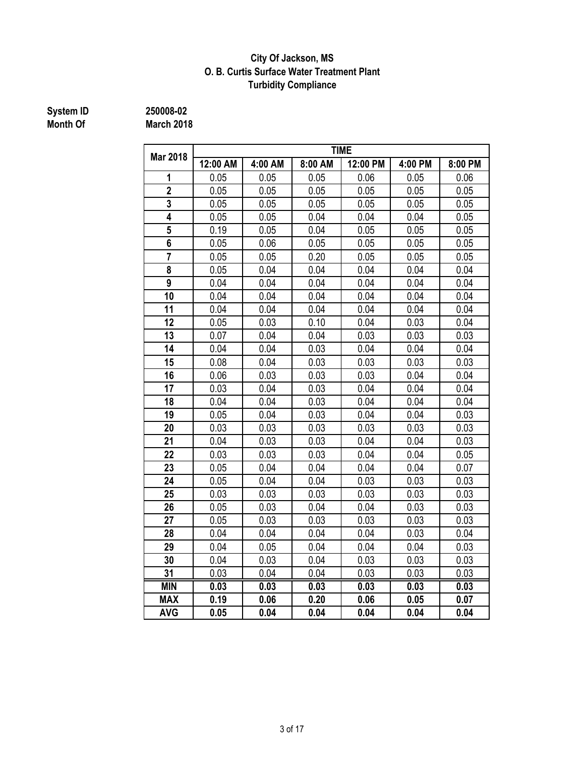**City Of Jackson, MS**
**O. B. Curtis Surface Water Treatment Plant**
**Turbidity Compliance**

**System ID** **250008-02**
**Month Of** **March 2018**

| Mar 2018 | TIME | | | | | |
|---|---|---|---|---|---|---|
| | 12:00 AM | 4:00 AM | 8:00 AM | 12:00 PM | 4:00 PM | 8:00 PM |
| 1 | 0.05 | 0.05 | 0.05 | 0.06 | 0.05 | 0.06 |
| 2 | 0.05 | 0.05 | 0.05 | 0.05 | 0.05 | 0.05 |
| 3 | 0.05 | 0.05 | 0.05 | 0.05 | 0.05 | 0.05 |
| 4 | 0.05 | 0.05 | 0.04 | 0.04 | 0.04 | 0.05 |
| 5 | 0.19 | 0.05 | 0.04 | 0.05 | 0.05 | 0.05 |
| 6 | 0.05 | 0.06 | 0.05 | 0.05 | 0.05 | 0.05 |
| 7 | 0.05 | 0.05 | 0.20 | 0.05 | 0.05 | 0.05 |
| 8 | 0.05 | 0.04 | 0.04 | 0.04 | 0.04 | 0.04 |
| 9 | 0.04 | 0.04 | 0.04 | 0.04 | 0.04 | 0.04 |
| 10 | 0.04 | 0.04 | 0.04 | 0.04 | 0.04 | 0.04 |
| 11 | 0.04 | 0.04 | 0.04 | 0.04 | 0.04 | 0.04 |
| 12 | 0.05 | 0.03 | 0.10 | 0.04 | 0.03 | 0.04 |
| 13 | 0.07 | 0.04 | 0.04 | 0.03 | 0.03 | 0.03 |
| 14 | 0.04 | 0.04 | 0.03 | 0.04 | 0.04 | 0.04 |
| 15 | 0.08 | 0.04 | 0.03 | 0.03 | 0.03 | 0.03 |
| 16 | 0.06 | 0.03 | 0.03 | 0.03 | 0.04 | 0.04 |
| 17 | 0.03 | 0.04 | 0.03 | 0.04 | 0.04 | 0.04 |
| 18 | 0.04 | 0.04 | 0.03 | 0.04 | 0.04 | 0.04 |
| 19 | 0.05 | 0.04 | 0.03 | 0.04 | 0.04 | 0.03 |
| 20 | 0.03 | 0.03 | 0.03 | 0.03 | 0.03 | 0.03 |
| 21 | 0.04 | 0.03 | 0.03 | 0.04 | 0.04 | 0.03 |
| 22 | 0.03 | 0.03 | 0.03 | 0.04 | 0.04 | 0.05 |
| 23 | 0.05 | 0.04 | 0.04 | 0.04 | 0.04 | 0.07 |
| 24 | 0.05 | 0.04 | 0.04 | 0.03 | 0.03 | 0.03 |
| 25 | 0.03 | 0.03 | 0.03 | 0.03 | 0.03 | 0.03 |
| 26 | 0.05 | 0.03 | 0.04 | 0.04 | 0.03 | 0.03 |
| 27 | 0.05 | 0.03 | 0.03 | 0.03 | 0.03 | 0.03 |
| 28 | 0.04 | 0.04 | 0.04 | 0.04 | 0.03 | 0.04 |
| 29 | 0.04 | 0.05 | 0.04 | 0.04 | 0.04 | 0.03 |
| 30 | 0.04 | 0.03 | 0.04 | 0.03 | 0.03 | 0.03 |
| 31 | 0.03 | 0.04 | 0.04 | 0.03 | 0.03 | 0.03 |
| **MIN** | **0.03** | **0.03** | **0.03** | **0.03** | **0.03** | **0.03** |
| **MAX** | **0.19** | **0.06** | **0.20** | **0.06** | **0.05** | **0.07** |
| **AVG** | **0.05** | **0.04** | **0.04** | **0.04** | **0.04** | **0.04** |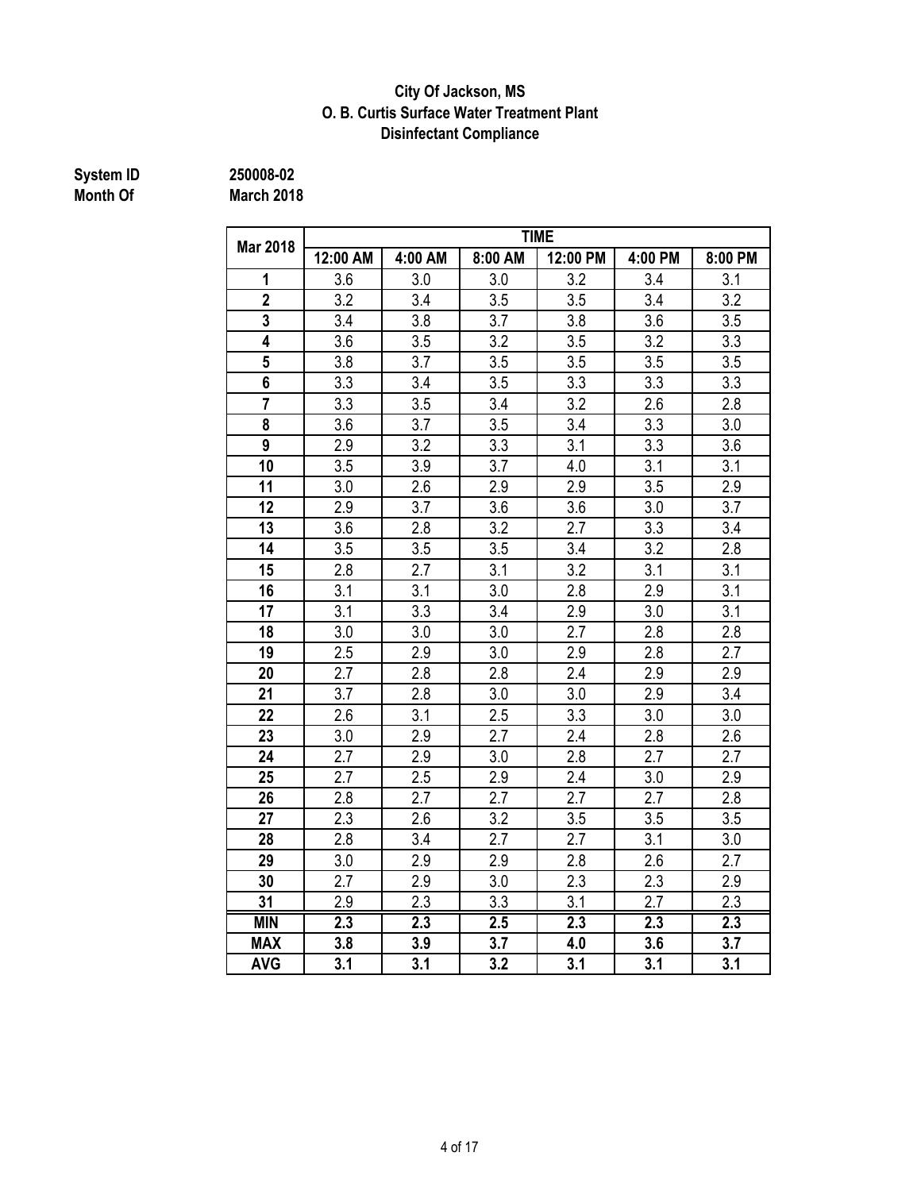**City Of Jackson, MS**
**O. B. Curtis Surface Water Treatment Plant**
**Disinfectant Compliance**

**System ID** 250008-02
**Month Of** March 2018

| Mar 2018 | TIME | | | | | |
|---|---|---|---|---|---|---|
| | 12:00 AM | 4:00 AM | 8:00 AM | 12:00 PM | 4:00 PM | 8:00 PM |
| 1 | 3.6 | 3.0 | 3.0 | 3.2 | 3.4 | 3.1 |
| 2 | 3.2 | 3.4 | 3.5 | 3.5 | 3.4 | 3.2 |
| 3 | 3.4 | 3.8 | 3.7 | 3.8 | 3.6 | 3.5 |
| 4 | 3.6 | 3.5 | 3.2 | 3.5 | 3.2 | 3.3 |
| 5 | 3.8 | 3.7 | 3.5 | 3.5 | 3.5 | 3.5 |
| 6 | 3.3 | 3.4 | 3.5 | 3.3 | 3.3 | 3.3 |
| 7 | 3.3 | 3.5 | 3.4 | 3.2 | 2.6 | 2.8 |
| 8 | 3.6 | 3.7 | 3.5 | 3.4 | 3.3 | 3.0 |
| 9 | 2.9 | 3.2 | 3.3 | 3.1 | 3.3 | 3.6 |
| 10 | 3.5 | 3.9 | 3.7 | 4.0 | 3.1 | 3.1 |
| 11 | 3.0 | 2.6 | 2.9 | 2.9 | 3.5 | 2.9 |
| 12 | 2.9 | 3.7 | 3.6 | 3.6 | 3.0 | 3.7 |
| 13 | 3.6 | 2.8 | 3.2 | 2.7 | 3.3 | 3.4 |
| 14 | 3.5 | 3.5 | 3.5 | 3.4 | 3.2 | 2.8 |
| 15 | 2.8 | 2.7 | 3.1 | 3.2 | 3.1 | 3.1 |
| 16 | 3.1 | 3.1 | 3.0 | 2.8 | 2.9 | 3.1 |
| 17 | 3.1 | 3.3 | 3.4 | 2.9 | 3.0 | 3.1 |
| 18 | 3.0 | 3.0 | 3.0 | 2.7 | 2.8 | 2.8 |
| 19 | 2.5 | 2.9 | 3.0 | 2.9 | 2.8 | 2.7 |
| 20 | 2.7 | 2.8 | 2.8 | 2.4 | 2.9 | 2.9 |
| 21 | 3.7 | 2.8 | 3.0 | 3.0 | 2.9 | 3.4 |
| 22 | 2.6 | 3.1 | 2.5 | 3.3 | 3.0 | 3.0 |
| 23 | 3.0 | 2.9 | 2.7 | 2.4 | 2.8 | 2.6 |
| 24 | 2.7 | 2.9 | 3.0 | 2.8 | 2.7 | 2.7 |
| 25 | 2.7 | 2.5 | 2.9 | 2.4 | 3.0 | 2.9 |
| 26 | 2.8 | 2.7 | 2.7 | 2.7 | 2.7 | 2.8 |
| 27 | 2.3 | 2.6 | 3.2 | 3.5 | 3.5 | 3.5 |
| 28 | 2.8 | 3.4 | 2.7 | 2.7 | 3.1 | 3.0 |
| 29 | 3.0 | 2.9 | 2.9 | 2.8 | 2.6 | 2.7 |
| 30 | 2.7 | 2.9 | 3.0 | 2.3 | 2.3 | 2.9 |
| 31 | 2.9 | 2.3 | 3.3 | 3.1 | 2.7 | 2.3 |
| **MIN** | **2.3** | **2.3** | **2.5** | **2.3** | **2.3** | **2.3** |
| **MAX** | **3.8** | **3.9** | **3.7** | **4.0** | **3.6** | **3.7** |
| **AVG** | **3.1** | **3.1** | **3.2** | **3.1** | **3.1** | **3.1** |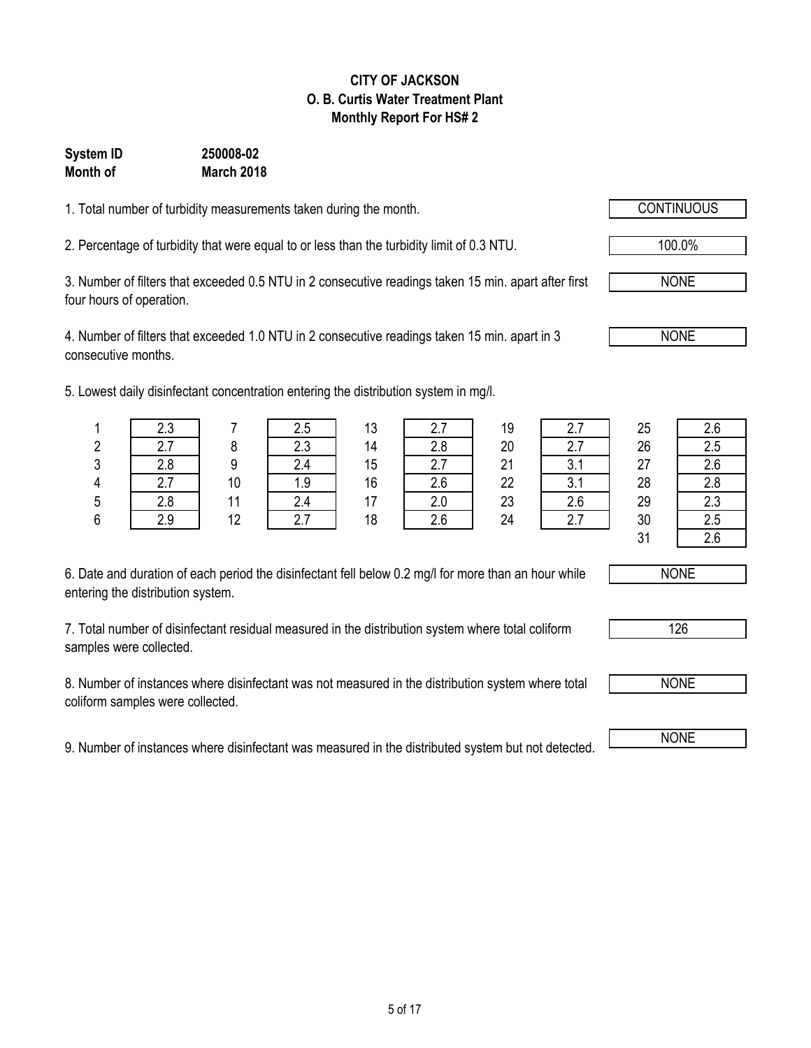**CITY OF JACKSON**
**O. B. Curtis Water Treatment Plant**
**Monthly Report For HS# 2**

**System ID** **250008-02**
**Month of** **March 2018**

1. Total number of turbidity measurements taken during the month. CONTINUOUS

2. Percentage of turbidity that were equal to or less than the turbidity limit of 0.3 NTU. 100.0%

3. Number of filters that exceeded 0.5 NTU in 2 consecutive readings taken 15 min. apart after first four hours of operation. NONE

4. Number of filters that exceeded 1.0 NTU in 2 consecutive readings taken 15 min. apart in 3 consecutive months. NONE

5. Lowest daily disinfectant concentration entering the distribution system in mg/l.

| Day | mg/l | Day | mg/l | Day | mg/l | Day | mg/l | Day | mg/l |
|---|---|---|---|---|---|---|---|---|---|
| 1 | 2.3 | 7 | 2.5 | 13 | 2.7 | 19 | 2.7 | 25 | 2.6 |
| 2 | 2.7 | 8 | 2.3 | 14 | 2.8 | 20 | 2.7 | 26 | 2.5 |
| 3 | 2.8 | 9 | 2.4 | 15 | 2.7 | 21 | 3.1 | 27 | 2.6 |
| 4 | 2.7 | 10 | 1.9 | 16 | 2.6 | 22 | 3.1 | 28 | 2.8 |
| 5 | 2.8 | 11 | 2.4 | 17 | 2.0 | 23 | 2.6 | 29 | 2.3 |
| 6 | 2.9 | 12 | 2.7 | 18 | 2.6 | 24 | 2.7 | 30 | 2.5 |
| | | | | | | | | 31 | 2.6 |

6. Date and duration of each period the disinfectant fell below 0.2 mg/l for more than an hour while entering the distribution system. NONE

7. Total number of disinfectant residual measured in the distribution system where total coliform samples were collected. 126

8. Number of instances where disinfectant was not measured in the distribution system where total coliform samples were collected. NONE

9. Number of instances where disinfectant was measured in the distributed system but not detected. NONE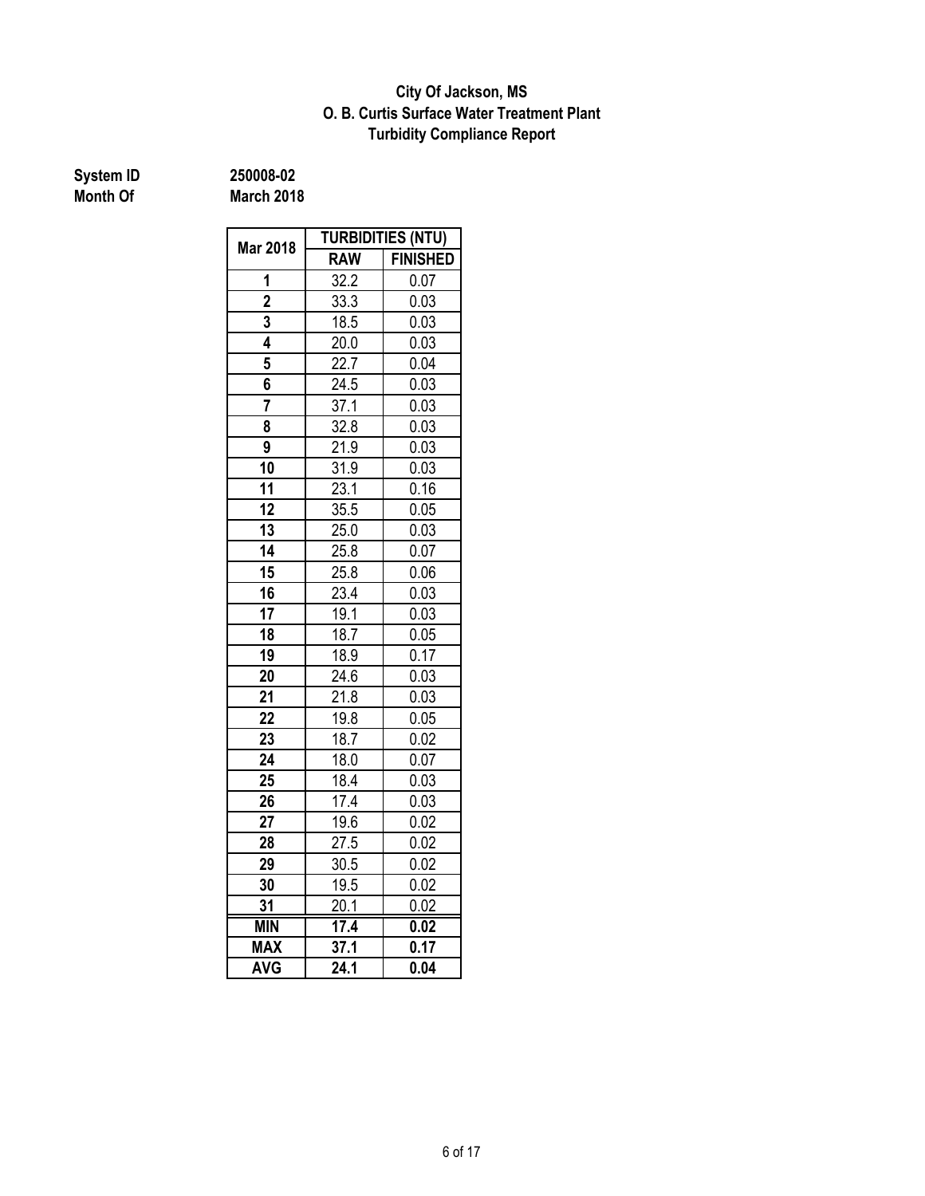**City Of Jackson, MS**
**O. B. Curtis Surface Water Treatment Plant**
**Turbidity Compliance Report**

**System ID** 250008-02
**Month Of** March 2018

| Mar 2018 | TURBIDITIES (NTU) | |
|---|---|---|
| | RAW | FINISHED |
| 1 | 32.2 | 0.07 |
| 2 | 33.3 | 0.03 |
| 3 | 18.5 | 0.03 |
| 4 | 20.0 | 0.03 |
| 5 | 22.7 | 0.04 |
| 6 | 24.5 | 0.03 |
| 7 | 37.1 | 0.03 |
| 8 | 32.8 | 0.03 |
| 9 | 21.9 | 0.03 |
| 10 | 31.9 | 0.03 |
| 11 | 23.1 | 0.16 |
| 12 | 35.5 | 0.05 |
| 13 | 25.0 | 0.03 |
| 14 | 25.8 | 0.07 |
| 15 | 25.8 | 0.06 |
| 16 | 23.4 | 0.03 |
| 17 | 19.1 | 0.03 |
| 18 | 18.7 | 0.05 |
| 19 | 18.9 | 0.17 |
| 20 | 24.6 | 0.03 |
| 21 | 21.8 | 0.03 |
| 22 | 19.8 | 0.05 |
| 23 | 18.7 | 0.02 |
| 24 | 18.0 | 0.07 |
| 25 | 18.4 | 0.03 |
| 26 | 17.4 | 0.03 |
| 27 | 19.6 | 0.02 |
| 28 | 27.5 | 0.02 |
| 29 | 30.5 | 0.02 |
| 30 | 19.5 | 0.02 |
| 31 | 20.1 | 0.02 |
| **MIN** | **17.4** | **0.02** |
| **MAX** | **37.1** | **0.17** |
| **AVG** | **24.1** | **0.04** |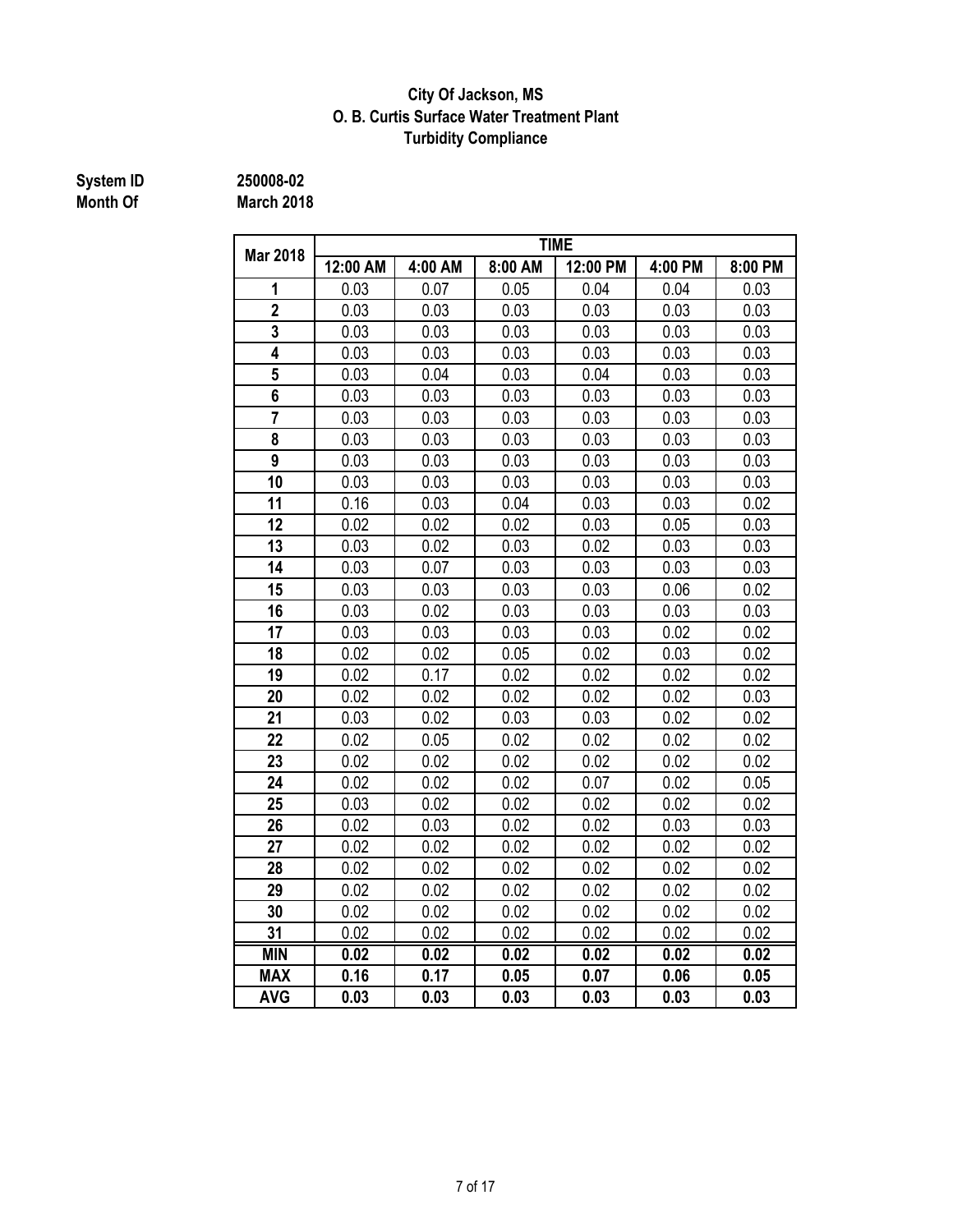# City Of Jackson, MS
## O. B. Curtis Surface Water Treatment Plant
## Turbidity Compliance

**System ID** 250008-02

**Month Of** March 2018

| Mar 2018 | TIME | | | | | |
|---|---|---|---|---|---|---|
| | 12:00 AM | 4:00 AM | 8:00 AM | 12:00 PM | 4:00 PM | 8:00 PM |
| 1 | 0.03 | 0.07 | 0.05 | 0.04 | 0.04 | 0.03 |
| 2 | 0.03 | 0.03 | 0.03 | 0.03 | 0.03 | 0.03 |
| 3 | 0.03 | 0.03 | 0.03 | 0.03 | 0.03 | 0.03 |
| 4 | 0.03 | 0.03 | 0.03 | 0.03 | 0.03 | 0.03 |
| 5 | 0.03 | 0.04 | 0.03 | 0.04 | 0.03 | 0.03 |
| 6 | 0.03 | 0.03 | 0.03 | 0.03 | 0.03 | 0.03 |
| 7 | 0.03 | 0.03 | 0.03 | 0.03 | 0.03 | 0.03 |
| 8 | 0.03 | 0.03 | 0.03 | 0.03 | 0.03 | 0.03 |
| 9 | 0.03 | 0.03 | 0.03 | 0.03 | 0.03 | 0.03 |
| 10 | 0.03 | 0.03 | 0.03 | 0.03 | 0.03 | 0.03 |
| 11 | 0.16 | 0.03 | 0.04 | 0.03 | 0.03 | 0.02 |
| 12 | 0.02 | 0.02 | 0.02 | 0.03 | 0.05 | 0.03 |
| 13 | 0.03 | 0.02 | 0.03 | 0.02 | 0.03 | 0.03 |
| 14 | 0.03 | 0.07 | 0.03 | 0.03 | 0.03 | 0.03 |
| 15 | 0.03 | 0.03 | 0.03 | 0.03 | 0.06 | 0.02 |
| 16 | 0.03 | 0.02 | 0.03 | 0.03 | 0.03 | 0.03 |
| 17 | 0.03 | 0.03 | 0.03 | 0.03 | 0.02 | 0.02 |
| 18 | 0.02 | 0.02 | 0.05 | 0.02 | 0.03 | 0.02 |
| 19 | 0.02 | 0.17 | 0.02 | 0.02 | 0.02 | 0.02 |
| 20 | 0.02 | 0.02 | 0.02 | 0.02 | 0.02 | 0.03 |
| 21 | 0.03 | 0.02 | 0.03 | 0.03 | 0.02 | 0.02 |
| 22 | 0.02 | 0.05 | 0.02 | 0.02 | 0.02 | 0.02 |
| 23 | 0.02 | 0.02 | 0.02 | 0.02 | 0.02 | 0.02 |
| 24 | 0.02 | 0.02 | 0.02 | 0.07 | 0.02 | 0.05 |
| 25 | 0.03 | 0.02 | 0.02 | 0.02 | 0.02 | 0.02 |
| 26 | 0.02 | 0.03 | 0.02 | 0.02 | 0.03 | 0.03 |
| 27 | 0.02 | 0.02 | 0.02 | 0.02 | 0.02 | 0.02 |
| 28 | 0.02 | 0.02 | 0.02 | 0.02 | 0.02 | 0.02 |
| 29 | 0.02 | 0.02 | 0.02 | 0.02 | 0.02 | 0.02 |
| 30 | 0.02 | 0.02 | 0.02 | 0.02 | 0.02 | 0.02 |
| 31 | 0.02 | 0.02 | 0.02 | 0.02 | 0.02 | 0.02 |
| **MIN** | **0.02** | **0.02** | **0.02** | **0.02** | **0.02** | **0.02** |
| **MAX** | **0.16** | **0.17** | **0.05** | **0.07** | **0.06** | **0.05** |
| **AVG** | **0.03** | **0.03** | **0.03** | **0.03** | **0.03** | **0.03** |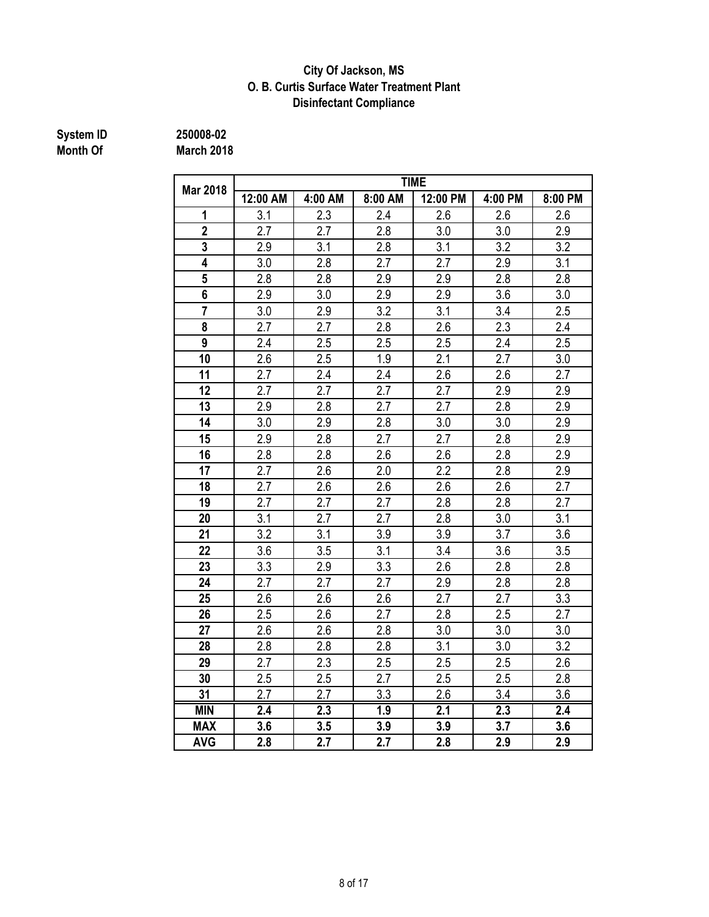**City Of Jackson, MS**
**O. B. Curtis Surface Water Treatment Plant**
**Disinfectant Compliance**

**System ID** 250008-02
**Month Of** March 2018

| Mar 2018 | TIME | | | | | |
|---|---|---|---|---|---|---|
| | 12:00 AM | 4:00 AM | 8:00 AM | 12:00 PM | 4:00 PM | 8:00 PM |
| 1 | 3.1 | 2.3 | 2.4 | 2.6 | 2.6 | 2.6 |
| 2 | 2.7 | 2.7 | 2.8 | 3.0 | 3.0 | 2.9 |
| 3 | 2.9 | 3.1 | 2.8 | 3.1 | 3.2 | 3.2 |
| 4 | 3.0 | 2.8 | 2.7 | 2.7 | 2.9 | 3.1 |
| 5 | 2.8 | 2.8 | 2.9 | 2.9 | 2.8 | 2.8 |
| 6 | 2.9 | 3.0 | 2.9 | 2.9 | 3.6 | 3.0 |
| 7 | 3.0 | 2.9 | 3.2 | 3.1 | 3.4 | 2.5 |
| 8 | 2.7 | 2.7 | 2.8 | 2.6 | 2.3 | 2.4 |
| 9 | 2.4 | 2.5 | 2.5 | 2.5 | 2.4 | 2.5 |
| 10 | 2.6 | 2.5 | 1.9 | 2.1 | 2.7 | 3.0 |
| 11 | 2.7 | 2.4 | 2.4 | 2.6 | 2.6 | 2.7 |
| 12 | 2.7 | 2.7 | 2.7 | 2.7 | 2.9 | 2.9 |
| 13 | 2.9 | 2.8 | 2.7 | 2.7 | 2.8 | 2.9 |
| 14 | 3.0 | 2.9 | 2.8 | 3.0 | 3.0 | 2.9 |
| 15 | 2.9 | 2.8 | 2.7 | 2.7 | 2.8 | 2.9 |
| 16 | 2.8 | 2.8 | 2.6 | 2.6 | 2.8 | 2.9 |
| 17 | 2.7 | 2.6 | 2.0 | 2.2 | 2.8 | 2.9 |
| 18 | 2.7 | 2.6 | 2.6 | 2.6 | 2.6 | 2.7 |
| 19 | 2.7 | 2.7 | 2.7 | 2.8 | 2.8 | 2.7 |
| 20 | 3.1 | 2.7 | 2.7 | 2.8 | 3.0 | 3.1 |
| 21 | 3.2 | 3.1 | 3.9 | 3.9 | 3.7 | 3.6 |
| 22 | 3.6 | 3.5 | 3.1 | 3.4 | 3.6 | 3.5 |
| 23 | 3.3 | 2.9 | 3.3 | 2.6 | 2.8 | 2.8 |
| 24 | 2.7 | 2.7 | 2.7 | 2.9 | 2.8 | 2.8 |
| 25 | 2.6 | 2.6 | 2.6 | 2.7 | 2.7 | 3.3 |
| 26 | 2.5 | 2.6 | 2.7 | 2.8 | 2.5 | 2.7 |
| 27 | 2.6 | 2.6 | 2.8 | 3.0 | 3.0 | 3.0 |
| 28 | 2.8 | 2.8 | 2.8 | 3.1 | 3.0 | 3.2 |
| 29 | 2.7 | 2.3 | 2.5 | 2.5 | 2.5 | 2.6 |
| 30 | 2.5 | 2.5 | 2.7 | 2.5 | 2.5 | 2.8 |
| 31 | 2.7 | 2.7 | 3.3 | 2.6 | 3.4 | 3.6 |
| **MIN** | **2.4** | **2.3** | **1.9** | **2.1** | **2.3** | **2.4** |
| **MAX** | **3.6** | **3.5** | **3.9** | **3.9** | **3.7** | **3.6** |
| **AVG** | **2.8** | **2.7** | **2.7** | **2.8** | **2.9** | **2.9** |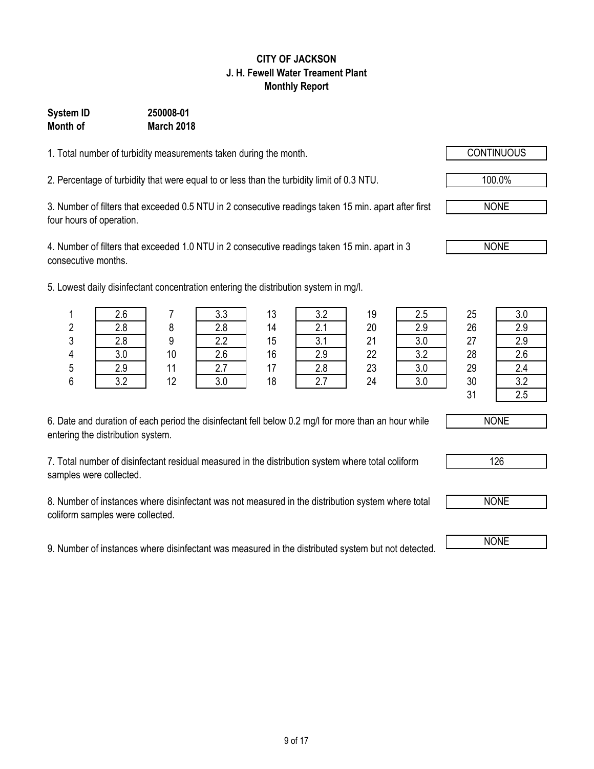**CITY OF JACKSON**
**J. H. Fewell Water Treament Plant**
**Monthly Report**

**System ID** **250008-01**
**Month of** **March 2018**

1. Total number of turbidity measurements taken during the month. CONTINUOUS

2. Percentage of turbidity that were equal to or less than the turbidity limit of 0.3 NTU. 100.0%

3. Number of filters that exceeded 0.5 NTU in 2 consecutive readings taken 15 min. apart after first four hours of operation. NONE

4. Number of filters that exceeded 1.0 NTU in 2 consecutive readings taken 15 min. apart in 3 consecutive months. NONE

5. Lowest daily disinfectant concentration entering the distribution system in mg/l.

| Day | mg/l | Day | mg/l | Day | mg/l | Day | mg/l | Day | mg/l |
|---|---|---|---|---|---|---|---|---|---|
| 1 | 2.6 | 7 | 3.3 | 13 | 3.2 | 19 | 2.5 | 25 | 3.0 |
| 2 | 2.8 | 8 | 2.8 | 14 | 2.1 | 20 | 2.9 | 26 | 2.9 |
| 3 | 2.8 | 9 | 2.2 | 15 | 3.1 | 21 | 3.0 | 27 | 2.9 |
| 4 | 3.0 | 10 | 2.6 | 16 | 2.9 | 22 | 3.2 | 28 | 2.6 |
| 5 | 2.9 | 11 | 2.7 | 17 | 2.8 | 23 | 3.0 | 29 | 2.4 |
| 6 | 3.2 | 12 | 3.0 | 18 | 2.7 | 24 | 3.0 | 30 | 3.2 |
| | | | | | | | | 31 | 2.5 |

6. Date and duration of each period the disinfectant fell below 0.2 mg/l for more than an hour while entering the distribution system. NONE

7. Total number of disinfectant residual measured in the distribution system where total coliform samples were collected. 126

8. Number of instances where disinfectant was not measured in the distribution system where total coliform samples were collected. NONE

9. Number of instances where disinfectant was measured in the distributed system but not detected. NONE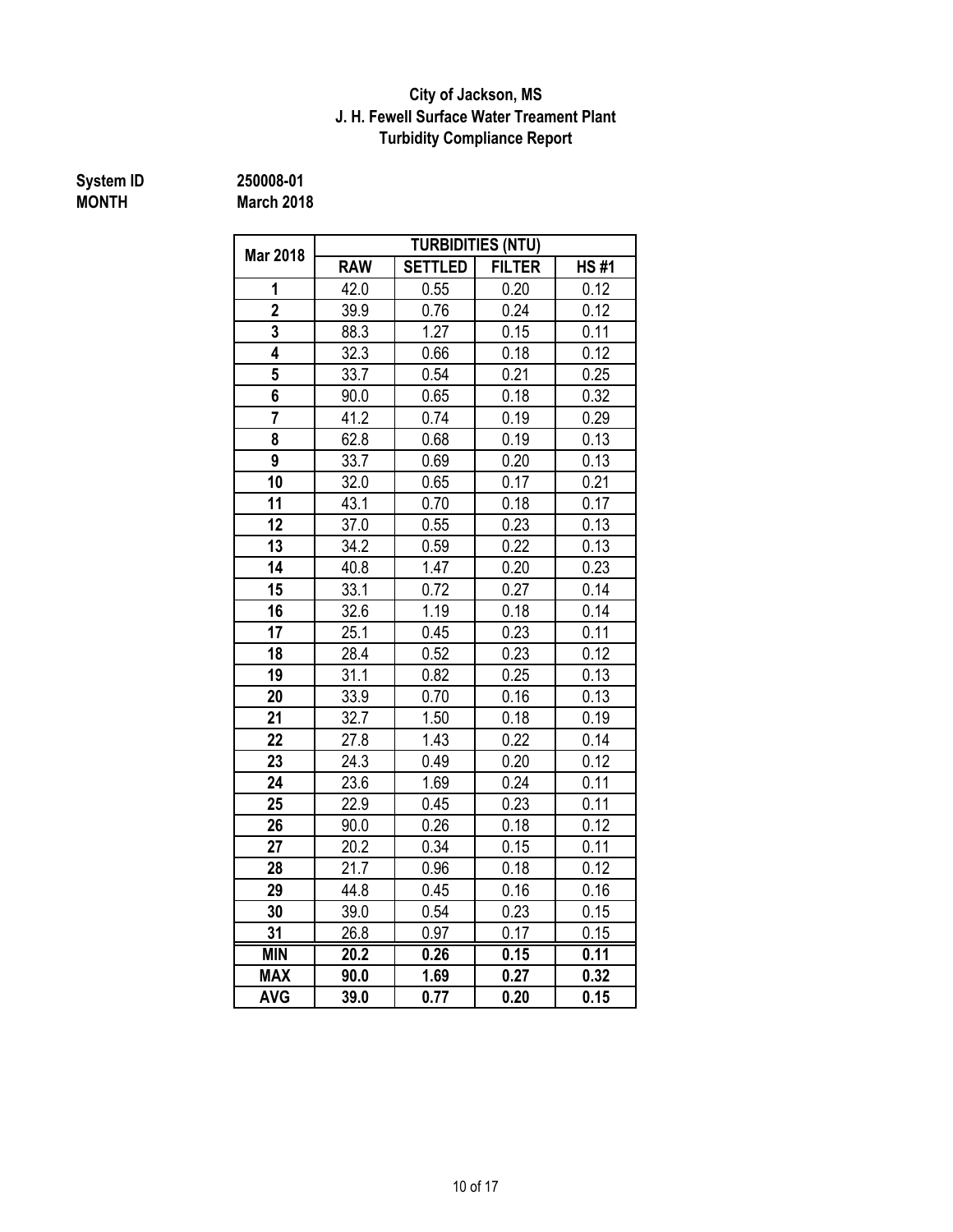**City of Jackson, MS**
**J. H. Fewell Surface Water Treament Plant**
**Turbidity Compliance Report**

**System ID** **250008-01**
**MONTH** **March 2018**

| Mar 2018 | TURBIDITIES (NTU) | | | |
|---|---|---|---|---|
| | RAW | SETTLED | FILTER | HS #1 |
| 1 | 42.0 | 0.55 | 0.20 | 0.12 |
| 2 | 39.9 | 0.76 | 0.24 | 0.12 |
| 3 | 88.3 | 1.27 | 0.15 | 0.11 |
| 4 | 32.3 | 0.66 | 0.18 | 0.12 |
| 5 | 33.7 | 0.54 | 0.21 | 0.25 |
| 6 | 90.0 | 0.65 | 0.18 | 0.32 |
| 7 | 41.2 | 0.74 | 0.19 | 0.29 |
| 8 | 62.8 | 0.68 | 0.19 | 0.13 |
| 9 | 33.7 | 0.69 | 0.20 | 0.13 |
| 10 | 32.0 | 0.65 | 0.17 | 0.21 |
| 11 | 43.1 | 0.70 | 0.18 | 0.17 |
| 12 | 37.0 | 0.55 | 0.23 | 0.13 |
| 13 | 34.2 | 0.59 | 0.22 | 0.13 |
| 14 | 40.8 | 1.47 | 0.20 | 0.23 |
| 15 | 33.1 | 0.72 | 0.27 | 0.14 |
| 16 | 32.6 | 1.19 | 0.18 | 0.14 |
| 17 | 25.1 | 0.45 | 0.23 | 0.11 |
| 18 | 28.4 | 0.52 | 0.23 | 0.12 |
| 19 | 31.1 | 0.82 | 0.25 | 0.13 |
| 20 | 33.9 | 0.70 | 0.16 | 0.13 |
| 21 | 32.7 | 1.50 | 0.18 | 0.19 |
| 22 | 27.8 | 1.43 | 0.22 | 0.14 |
| 23 | 24.3 | 0.49 | 0.20 | 0.12 |
| 24 | 23.6 | 1.69 | 0.24 | 0.11 |
| 25 | 22.9 | 0.45 | 0.23 | 0.11 |
| 26 | 90.0 | 0.26 | 0.18 | 0.12 |
| 27 | 20.2 | 0.34 | 0.15 | 0.11 |
| 28 | 21.7 | 0.96 | 0.18 | 0.12 |
| 29 | 44.8 | 0.45 | 0.16 | 0.16 |
| 30 | 39.0 | 0.54 | 0.23 | 0.15 |
| 31 | 26.8 | 0.97 | 0.17 | 0.15 |
| **MIN** | **20.2** | **0.26** | **0.15** | **0.11** |
| **MAX** | **90.0** | **1.69** | **0.27** | **0.32** |
| **AVG** | **39.0** | **0.77** | **0.20** | **0.15** |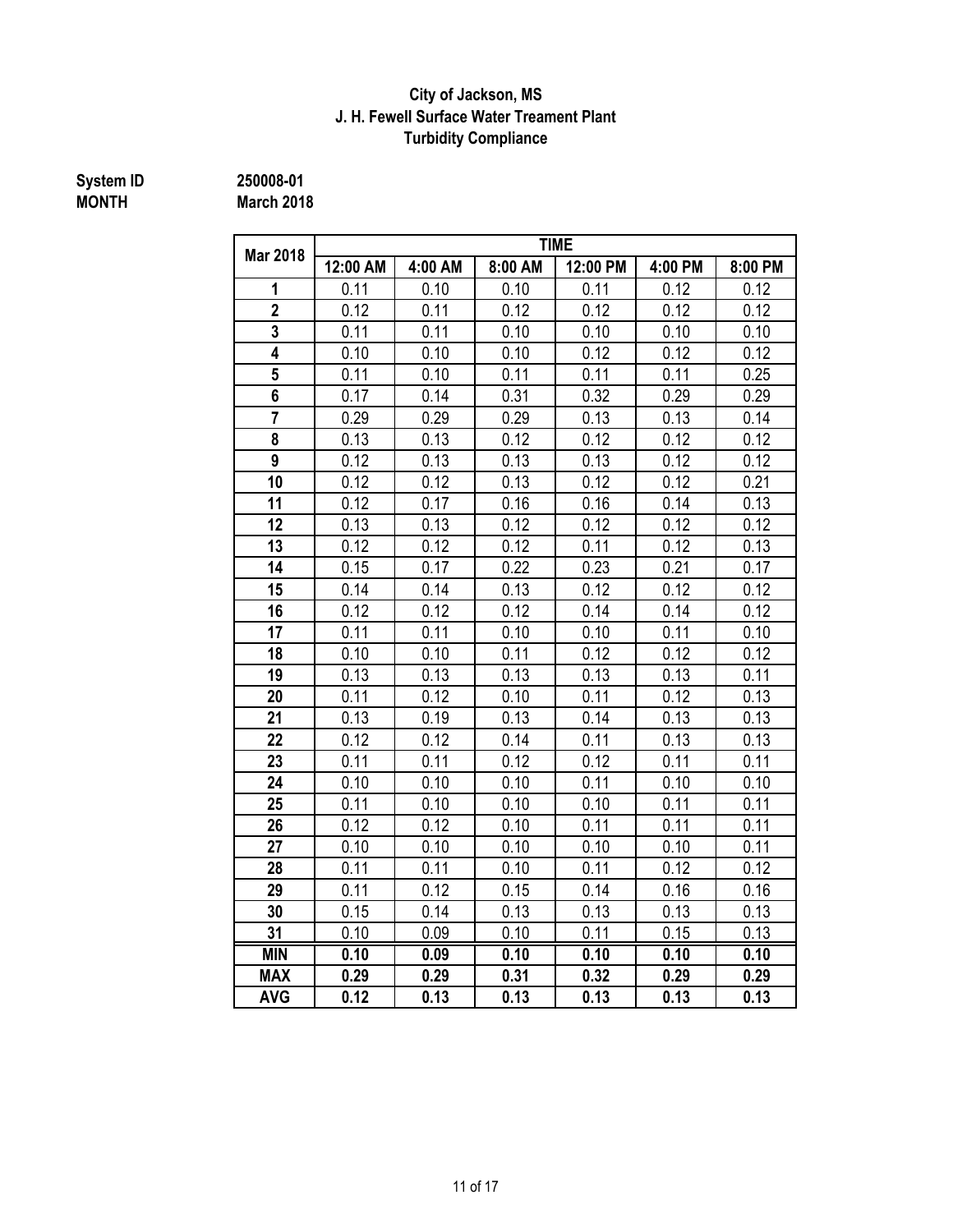**City of Jackson, MS**
**J. H. Fewell Surface Water Treament Plant**
**Turbidity Compliance**

**System ID** 250008-01
**MONTH** March 2018

| Mar 2018 | TIME | | | | | |
|---|---|---|---|---|---|---|
| | 12:00 AM | 4:00 AM | 8:00 AM | 12:00 PM | 4:00 PM | 8:00 PM |
| 1 | 0.11 | 0.10 | 0.10 | 0.11 | 0.12 | 0.12 |
| 2 | 0.12 | 0.11 | 0.12 | 0.12 | 0.12 | 0.12 |
| 3 | 0.11 | 0.11 | 0.10 | 0.10 | 0.10 | 0.10 |
| 4 | 0.10 | 0.10 | 0.10 | 0.12 | 0.12 | 0.12 |
| 5 | 0.11 | 0.10 | 0.11 | 0.11 | 0.11 | 0.25 |
| 6 | 0.17 | 0.14 | 0.31 | 0.32 | 0.29 | 0.29 |
| 7 | 0.29 | 0.29 | 0.29 | 0.13 | 0.13 | 0.14 |
| 8 | 0.13 | 0.13 | 0.12 | 0.12 | 0.12 | 0.12 |
| 9 | 0.12 | 0.13 | 0.13 | 0.13 | 0.12 | 0.12 |
| 10 | 0.12 | 0.12 | 0.13 | 0.12 | 0.12 | 0.21 |
| 11 | 0.12 | 0.17 | 0.16 | 0.16 | 0.14 | 0.13 |
| 12 | 0.13 | 0.13 | 0.12 | 0.12 | 0.12 | 0.12 |
| 13 | 0.12 | 0.12 | 0.12 | 0.11 | 0.12 | 0.13 |
| 14 | 0.15 | 0.17 | 0.22 | 0.23 | 0.21 | 0.17 |
| 15 | 0.14 | 0.14 | 0.13 | 0.12 | 0.12 | 0.12 |
| 16 | 0.12 | 0.12 | 0.12 | 0.14 | 0.14 | 0.12 |
| 17 | 0.11 | 0.11 | 0.10 | 0.10 | 0.11 | 0.10 |
| 18 | 0.10 | 0.10 | 0.11 | 0.12 | 0.12 | 0.12 |
| 19 | 0.13 | 0.13 | 0.13 | 0.13 | 0.13 | 0.11 |
| 20 | 0.11 | 0.12 | 0.10 | 0.11 | 0.12 | 0.13 |
| 21 | 0.13 | 0.19 | 0.13 | 0.14 | 0.13 | 0.13 |
| 22 | 0.12 | 0.12 | 0.14 | 0.11 | 0.13 | 0.13 |
| 23 | 0.11 | 0.11 | 0.12 | 0.12 | 0.11 | 0.11 |
| 24 | 0.10 | 0.10 | 0.10 | 0.11 | 0.10 | 0.10 |
| 25 | 0.11 | 0.10 | 0.10 | 0.10 | 0.11 | 0.11 |
| 26 | 0.12 | 0.12 | 0.10 | 0.11 | 0.11 | 0.11 |
| 27 | 0.10 | 0.10 | 0.10 | 0.10 | 0.10 | 0.11 |
| 28 | 0.11 | 0.11 | 0.10 | 0.11 | 0.12 | 0.12 |
| 29 | 0.11 | 0.12 | 0.15 | 0.14 | 0.16 | 0.16 |
| 30 | 0.15 | 0.14 | 0.13 | 0.13 | 0.13 | 0.13 |
| 31 | 0.10 | 0.09 | 0.10 | 0.11 | 0.15 | 0.13 |
| **MIN** | **0.10** | **0.09** | **0.10** | **0.10** | **0.10** | **0.10** |
| **MAX** | **0.29** | **0.29** | **0.31** | **0.32** | **0.29** | **0.29** |
| **AVG** | **0.12** | **0.13** | **0.13** | **0.13** | **0.13** | **0.13** |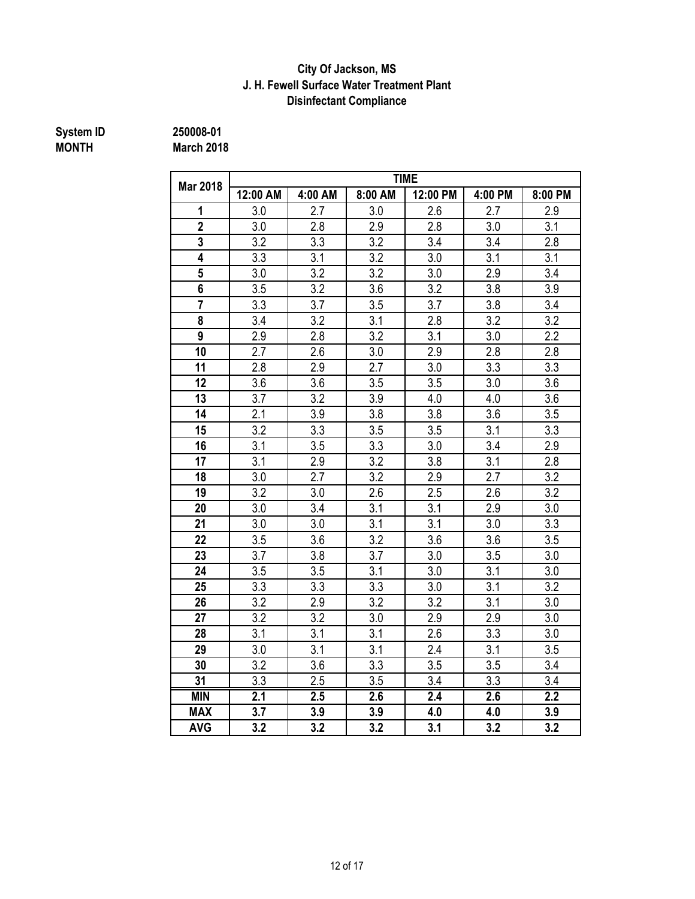**City Of Jackson, MS**
**J. H. Fewell Surface Water Treatment Plant**
**Disinfectant Compliance**

**System ID** 250008-01
**MONTH** March 2018

| Mar 2018 | TIME | | | | | |
|---|---|---|---|---|---|---|
| | 12:00 AM | 4:00 AM | 8:00 AM | 12:00 PM | 4:00 PM | 8:00 PM |
| 1 | 3.0 | 2.7 | 3.0 | 2.6 | 2.7 | 2.9 |
| 2 | 3.0 | 2.8 | 2.9 | 2.8 | 3.0 | 3.1 |
| 3 | 3.2 | 3.3 | 3.2 | 3.4 | 3.4 | 2.8 |
| 4 | 3.3 | 3.1 | 3.2 | 3.0 | 3.1 | 3.1 |
| 5 | 3.0 | 3.2 | 3.2 | 3.0 | 2.9 | 3.4 |
| 6 | 3.5 | 3.2 | 3.6 | 3.2 | 3.8 | 3.9 |
| 7 | 3.3 | 3.7 | 3.5 | 3.7 | 3.8 | 3.4 |
| 8 | 3.4 | 3.2 | 3.1 | 2.8 | 3.2 | 3.2 |
| 9 | 2.9 | 2.8 | 3.2 | 3.1 | 3.0 | 2.2 |
| 10 | 2.7 | 2.6 | 3.0 | 2.9 | 2.8 | 2.8 |
| 11 | 2.8 | 2.9 | 2.7 | 3.0 | 3.3 | 3.3 |
| 12 | 3.6 | 3.6 | 3.5 | 3.5 | 3.0 | 3.6 |
| 13 | 3.7 | 3.2 | 3.9 | 4.0 | 4.0 | 3.6 |
| 14 | 2.1 | 3.9 | 3.8 | 3.8 | 3.6 | 3.5 |
| 15 | 3.2 | 3.3 | 3.5 | 3.5 | 3.1 | 3.3 |
| 16 | 3.1 | 3.5 | 3.3 | 3.0 | 3.4 | 2.9 |
| 17 | 3.1 | 2.9 | 3.2 | 3.8 | 3.1 | 2.8 |
| 18 | 3.0 | 2.7 | 3.2 | 2.9 | 2.7 | 3.2 |
| 19 | 3.2 | 3.0 | 2.6 | 2.5 | 2.6 | 3.2 |
| 20 | 3.0 | 3.4 | 3.1 | 3.1 | 2.9 | 3.0 |
| 21 | 3.0 | 3.0 | 3.1 | 3.1 | 3.0 | 3.3 |
| 22 | 3.5 | 3.6 | 3.2 | 3.6 | 3.6 | 3.5 |
| 23 | 3.7 | 3.8 | 3.7 | 3.0 | 3.5 | 3.0 |
| 24 | 3.5 | 3.5 | 3.1 | 3.0 | 3.1 | 3.0 |
| 25 | 3.3 | 3.3 | 3.3 | 3.0 | 3.1 | 3.2 |
| 26 | 3.2 | 2.9 | 3.2 | 3.2 | 3.1 | 3.0 |
| 27 | 3.2 | 3.2 | 3.0 | 2.9 | 2.9 | 3.0 |
| 28 | 3.1 | 3.1 | 3.1 | 2.6 | 3.3 | 3.0 |
| 29 | 3.0 | 3.1 | 3.1 | 2.4 | 3.1 | 3.5 |
| 30 | 3.2 | 3.6 | 3.3 | 3.5 | 3.5 | 3.4 |
| 31 | 3.3 | 2.5 | 3.5 | 3.4 | 3.3 | 3.4 |
| **MIN** | **2.1** | **2.5** | **2.6** | **2.4** | **2.6** | **2.2** |
| **MAX** | **3.7** | **3.9** | **3.9** | **4.0** | **4.0** | **3.9** |
| **AVG** | **3.2** | **3.2** | **3.2** | **3.1** | **3.2** | **3.2** |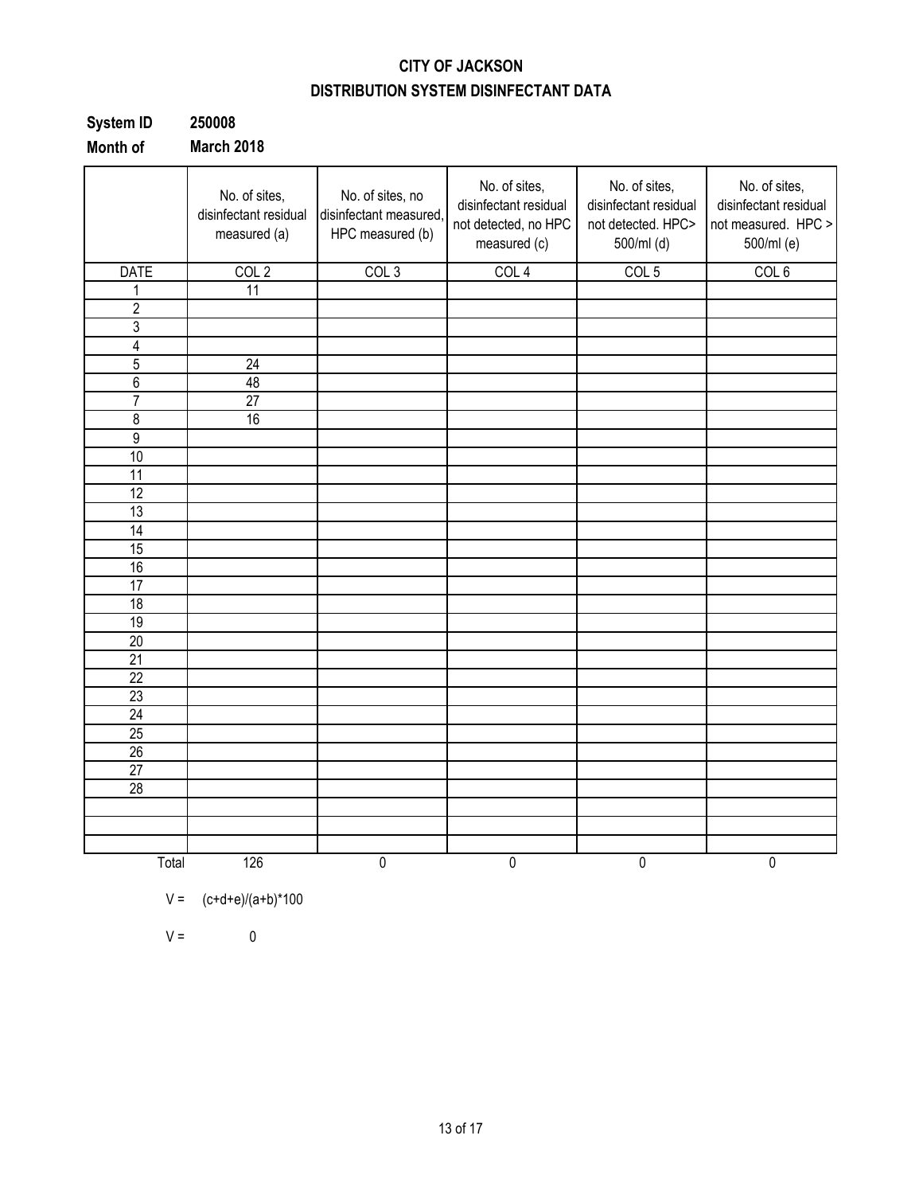# CITY OF JACKSON

## DISTRIBUTION SYSTEM DISINFECTANT DATA

**System ID** **250008**

**Month of** **March 2018**

| | No. of sites, disinfectant residual measured (a) | No. of sites, no disinfectant measured, HPC measured (b) | No. of sites, disinfectant residual not detected, no HPC measured (c) | No. of sites, disinfectant residual not detected. HPC> 500/ml (d) | No. of sites, disinfectant residual not measured. HPC > 500/ml (e) |
|---|---|---|---|---|---|
| DATE | COL 2 | COL 3 | COL 4 | COL 5 | COL 6 |
| 1 | 11 | | | | |
| 2 | | | | | |
| 3 | | | | | |
| 4 | | | | | |
| 5 | 24 | | | | |
| 6 | 48 | | | | |
| 7 | 27 | | | | |
| 8 | 16 | | | | |
| 9 | | | | | |
| 10 | | | | | |
| 11 | | | | | |
| 12 | | | | | |
| 13 | | | | | |
| 14 | | | | | |
| 15 | | | | | |
| 16 | | | | | |
| 17 | | | | | |
| 18 | | | | | |
| 19 | | | | | |
| 20 | | | | | |
| 21 | | | | | |
| 22 | | | | | |
| 23 | | | | | |
| 24 | | | | | |
| 25 | | | | | |
| 26 | | | | | |
| 27 | | | | | |
| 28 | | | | | |
| | | | | | |
| | | | | | |
| | | | | | |
| Total | 126 | 0 | 0 | 0 | 0 |

V = (c+d+e)/(a+b)*100

V = 0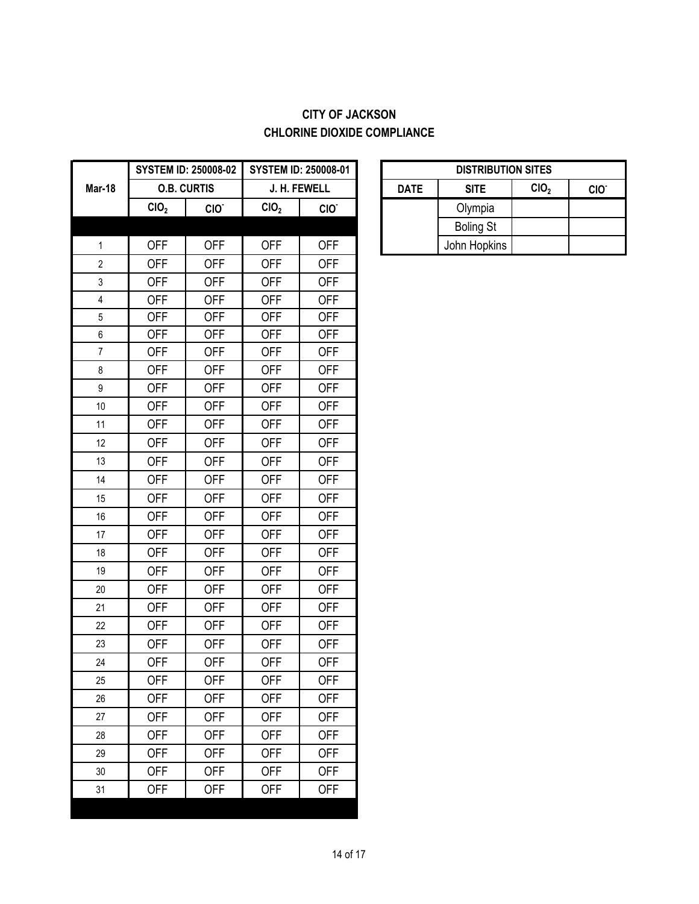**CITY OF JACKSON**
**CHLORINE DIOXIDE COMPLIANCE**

| Mar-18 | SYSTEM ID: 250008-02 | | SYSTEM ID: 250008-01 | |
|---|---|---|---|---|
| | O.B. CURTIS | | J. H. FEWELL | |
| | $ClO_2$ | $ClO^-$ | $ClO_2$ | $ClO^-$ |
| 1 | OFF | OFF | OFF | OFF |
| 2 | OFF | OFF | OFF | OFF |
| 3 | OFF | OFF | OFF | OFF |
| 4 | OFF | OFF | OFF | OFF |
| 5 | OFF | OFF | OFF | OFF |
| 6 | OFF | OFF | OFF | OFF |
| 7 | OFF | OFF | OFF | OFF |
| 8 | OFF | OFF | OFF | OFF |
| 9 | OFF | OFF | OFF | OFF |
| 10 | OFF | OFF | OFF | OFF |
| 11 | OFF | OFF | OFF | OFF |
| 12 | OFF | OFF | OFF | OFF |
| 13 | OFF | OFF | OFF | OFF |
| 14 | OFF | OFF | OFF | OFF |
| 15 | OFF | OFF | OFF | OFF |
| 16 | OFF | OFF | OFF | OFF |
| 17 | OFF | OFF | OFF | OFF |
| 18 | OFF | OFF | OFF | OFF |
| 19 | OFF | OFF | OFF | OFF |
| 20 | OFF | OFF | OFF | OFF |
| 21 | OFF | OFF | OFF | OFF |
| 22 | OFF | OFF | OFF | OFF |
| 23 | OFF | OFF | OFF | OFF |
| 24 | OFF | OFF | OFF | OFF |
| 25 | OFF | OFF | OFF | OFF |
| 26 | OFF | OFF | OFF | OFF |
| 27 | OFF | OFF | OFF | OFF |
| 28 | OFF | OFF | OFF | OFF |
| 29 | OFF | OFF | OFF | OFF |
| 30 | OFF | OFF | OFF | OFF |
| 31 | OFF | OFF | OFF | OFF |

| DISTRIBUTION SITES | | | |
|---|---|---|---|
| DATE | SITE | $ClO_2$ | $ClO^-$ |
| | Olympia | | |
| | Boling St | | |
| | John Hopkins | | |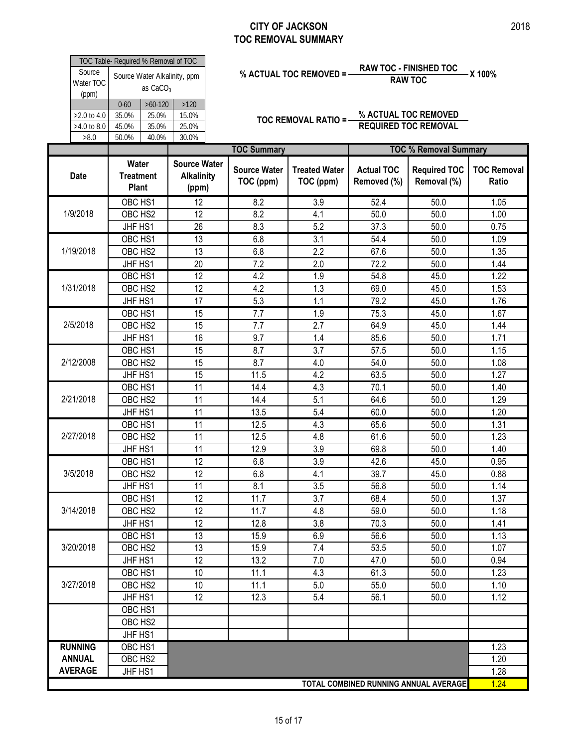# CITY OF JACKSON
## TOC REMOVAL SUMMARY

2018

| TOC Table- Required % Removal of TOC | | | |
|---|---|---|---|
| Source Water TOC (ppm) | Source Water Alkalinity, ppm as $CaCO_3$ | | |
| | 0-60 | >60-120 | >120 |
| >2.0 to 4.0 | 35.0% | 25.0% | 15.0% |
| >4.0 to 8.0 | 45.0% | 35.0% | 25.0% |
| >8.0 | 50.0% | 40.0% | 30.0% |

$$\text{\% ACTUAL TOC REMOVED} = \frac{\text{RAW TOC - FINISHED TOC}}{\text{RAW TOC}} \times 100\%$$

$$\text{TOC REMOVAL RATIO} = \frac{\text{\% ACTUAL TOC REMOVED}}{\text{REQUIRED TOC REMOVAL}}$$

| | | | TOC Summary | | TOC % Removal Summary | | |
|---|---|---|---|---|---|---|---|
| Date | Water Treatment Plant | Source Water Alkalinity (ppm) | Source Water TOC (ppm) | Treated Water TOC (ppm) | Actual TOC Removed (%) | Required TOC Removal (%) | TOC Removal Ratio |
| 1/9/2018 | OBC HS1 | 12 | 8.2 | 3.9 | 52.4 | 50.0 | 1.05 |
| | OBC HS2 | 12 | 8.2 | 4.1 | 50.0 | 50.0 | 1.00 |
| | JHF HS1 | 26 | 8.3 | 5.2 | 37.3 | 50.0 | 0.75 |
| 1/19/2018 | OBC HS1 | 13 | 6.8 | 3.1 | 54.4 | 50.0 | 1.09 |
| | OBC HS2 | 13 | 6.8 | 2.2 | 67.6 | 50.0 | 1.35 |
| | JHF HS1 | 20 | 7.2 | 2.0 | 72.2 | 50.0 | 1.44 |
| 1/31/2018 | OBC HS1 | 12 | 4.2 | 1.9 | 54.8 | 45.0 | 1.22 |
| | OBC HS2 | 12 | 4.2 | 1.3 | 69.0 | 45.0 | 1.53 |
| | JHF HS1 | 17 | 5.3 | 1.1 | 79.2 | 45.0 | 1.76 |
| 2/5/2018 | OBC HS1 | 15 | 7.7 | 1.9 | 75.3 | 45.0 | 1.67 |
| | OBC HS2 | 15 | 7.7 | 2.7 | 64.9 | 45.0 | 1.44 |
| | JHF HS1 | 16 | 9.7 | 1.4 | 85.6 | 50.0 | 1.71 |
| 2/12/2008 | OBC HS1 | 15 | 8.7 | 3.7 | 57.5 | 50.0 | 1.15 |
| | OBC HS2 | 15 | 8.7 | 4.0 | 54.0 | 50.0 | 1.08 |
| | JHF HS1 | 15 | 11.5 | 4.2 | 63.5 | 50.0 | 1.27 |
| 2/21/2018 | OBC HS1 | 11 | 14.4 | 4.3 | 70.1 | 50.0 | 1.40 |
| | OBC HS2 | 11 | 14.4 | 5.1 | 64.6 | 50.0 | 1.29 |
| | JHF HS1 | 11 | 13.5 | 5.4 | 60.0 | 50.0 | 1.20 |
| 2/27/2018 | OBC HS1 | 11 | 12.5 | 4.3 | 65.6 | 50.0 | 1.31 |
| | OBC HS2 | 11 | 12.5 | 4.8 | 61.6 | 50.0 | 1.23 |
| | JHF HS1 | 11 | 12.9 | 3.9 | 69.8 | 50.0 | 1.40 |
| 3/5/2018 | OBC HS1 | 12 | 6.8 | 3.9 | 42.6 | 45.0 | 0.95 |
| | OBC HS2 | 12 | 6.8 | 4.1 | 39.7 | 45.0 | 0.88 |
| | JHF HS1 | 11 | 8.1 | 3.5 | 56.8 | 50.0 | 1.14 |
| 3/14/2018 | OBC HS1 | 12 | 11.7 | 3.7 | 68.4 | 50.0 | 1.37 |
| | OBC HS2 | 12 | 11.7 | 4.8 | 59.0 | 50.0 | 1.18 |
| | JHF HS1 | 12 | 12.8 | 3.8 | 70.3 | 50.0 | 1.41 |
| 3/20/2018 | OBC HS1 | 13 | 15.9 | 6.9 | 56.6 | 50.0 | 1.13 |
| | OBC HS2 | 13 | 15.9 | 7.4 | 53.5 | 50.0 | 1.07 |
| | JHF HS1 | 12 | 13.2 | 7.0 | 47.0 | 50.0 | 0.94 |
| 3/27/2018 | OBC HS1 | 10 | 11.1 | 4.3 | 61.3 | 50.0 | 1.23 |
| | OBC HS2 | 10 | 11.1 | 5.0 | 55.0 | 50.0 | 1.10 |
| | JHF HS1 | 12 | 12.3 | 5.4 | 56.1 | 50.0 | 1.12 |
| | OBC HS1 | | | | | | |
| | OBC HS2 | | | | | | |
| | JHF HS1 | | | | | | |
| RUNNING ANNUAL AVERAGE | OBC HS1 | | | | | | 1.23 |
| | OBC HS2 | | | | | | 1.20 |
| | JHF HS1 | | | | | | 1.28 |
| TOTAL COMBINED RUNNING ANNUAL AVERAGE | | | | | | | 1.24 |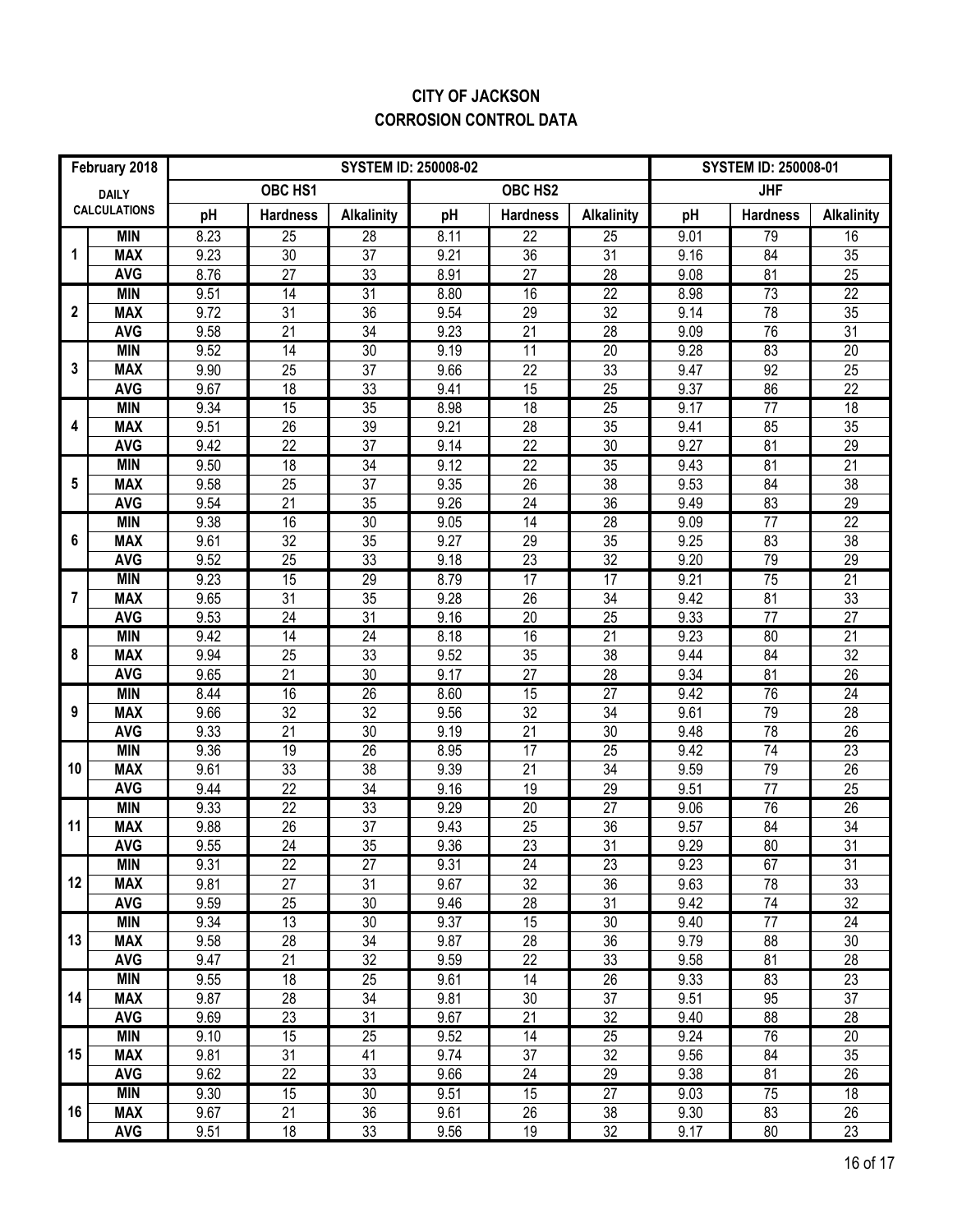# CITY OF JACKSON
## CORROSION CONTROL DATA

| February 2018 | | SYSTEM ID: 250008-02 | | | | | | SYSTEM ID: 250008-01 | | |
|---|---|---|---|---|---|---|---|---|---|---|
| DAILY CALCULATIONS | | OBC HS1 | | | OBC HS2 | | | JHF | | |
| | | pH | Hardness | Alkalinity | pH | Hardness | Alkalinity | pH | Hardness | Alkalinity |
| 1 | MIN | 8.23 | 25 | 28 | 8.11 | 22 | 25 | 9.01 | 79 | 16 |
| | MAX | 9.23 | 30 | 37 | 9.21 | 36 | 31 | 9.16 | 84 | 35 |
| | AVG | 8.76 | 27 | 33 | 8.91 | 27 | 28 | 9.08 | 81 | 25 |
| 2 | MIN | 9.51 | 14 | 31 | 8.80 | 16 | 22 | 8.98 | 73 | 22 |
| | MAX | 9.72 | 31 | 36 | 9.54 | 29 | 32 | 9.14 | 78 | 35 |
| | AVG | 9.58 | 21 | 34 | 9.23 | 21 | 28 | 9.09 | 76 | 31 |
| 3 | MIN | 9.52 | 14 | 30 | 9.19 | 11 | 20 | 9.28 | 83 | 20 |
| | MAX | 9.90 | 25 | 37 | 9.66 | 22 | 33 | 9.47 | 92 | 25 |
| | AVG | 9.67 | 18 | 33 | 9.41 | 15 | 25 | 9.37 | 86 | 22 |
| 4 | MIN | 9.34 | 15 | 35 | 8.98 | 18 | 25 | 9.17 | 77 | 18 |
| | MAX | 9.51 | 26 | 39 | 9.21 | 28 | 35 | 9.41 | 85 | 35 |
| | AVG | 9.42 | 22 | 37 | 9.14 | 22 | 30 | 9.27 | 81 | 29 |
| 5 | MIN | 9.50 | 18 | 34 | 9.12 | 22 | 35 | 9.43 | 81 | 21 |
| | MAX | 9.58 | 25 | 37 | 9.35 | 26 | 38 | 9.53 | 84 | 38 |
| | AVG | 9.54 | 21 | 35 | 9.26 | 24 | 36 | 9.49 | 83 | 29 |
| 6 | MIN | 9.38 | 16 | 30 | 9.05 | 14 | 28 | 9.09 | 77 | 22 |
| | MAX | 9.61 | 32 | 35 | 9.27 | 29 | 35 | 9.25 | 83 | 38 |
| | AVG | 9.52 | 25 | 33 | 9.18 | 23 | 32 | 9.20 | 79 | 29 |
| 7 | MIN | 9.23 | 15 | 29 | 8.79 | 17 | 17 | 9.21 | 75 | 21 |
| | MAX | 9.65 | 31 | 35 | 9.28 | 26 | 34 | 9.42 | 81 | 33 |
| | AVG | 9.53 | 24 | 31 | 9.16 | 20 | 25 | 9.33 | 77 | 27 |
| 8 | MIN | 9.42 | 14 | 24 | 8.18 | 16 | 21 | 9.23 | 80 | 21 |
| | MAX | 9.94 | 25 | 33 | 9.52 | 35 | 38 | 9.44 | 84 | 32 |
| | AVG | 9.65 | 21 | 30 | 9.17 | 27 | 28 | 9.34 | 81 | 26 |
| 9 | MIN | 8.44 | 16 | 26 | 8.60 | 15 | 27 | 9.42 | 76 | 24 |
| | MAX | 9.66 | 32 | 32 | 9.56 | 32 | 34 | 9.61 | 79 | 28 |
| | AVG | 9.33 | 21 | 30 | 9.19 | 21 | 30 | 9.48 | 78 | 26 |
| 10 | MIN | 9.36 | 19 | 26 | 8.95 | 17 | 25 | 9.42 | 74 | 23 |
| | MAX | 9.61 | 33 | 38 | 9.39 | 21 | 34 | 9.59 | 79 | 26 |
| | AVG | 9.44 | 22 | 34 | 9.16 | 19 | 29 | 9.51 | 77 | 25 |
| 11 | MIN | 9.33 | 22 | 33 | 9.29 | 20 | 27 | 9.06 | 76 | 26 |
| | MAX | 9.88 | 26 | 37 | 9.43 | 25 | 36 | 9.57 | 84 | 34 |
| | AVG | 9.55 | 24 | 35 | 9.36 | 23 | 31 | 9.29 | 80 | 31 |
| 12 | MIN | 9.31 | 22 | 27 | 9.31 | 24 | 23 | 9.23 | 67 | 31 |
| | MAX | 9.81 | 27 | 31 | 9.67 | 32 | 36 | 9.63 | 78 | 33 |
| | AVG | 9.59 | 25 | 30 | 9.46 | 28 | 31 | 9.42 | 74 | 32 |
| 13 | MIN | 9.34 | 13 | 30 | 9.37 | 15 | 30 | 9.40 | 77 | 24 |
| | MAX | 9.58 | 28 | 34 | 9.87 | 28 | 36 | 9.79 | 88 | 30 |
| | AVG | 9.47 | 21 | 32 | 9.59 | 22 | 33 | 9.58 | 81 | 28 |
| 14 | MIN | 9.55 | 18 | 25 | 9.61 | 14 | 26 | 9.33 | 83 | 23 |
| | MAX | 9.87 | 28 | 34 | 9.81 | 30 | 37 | 9.51 | 95 | 37 |
| | AVG | 9.69 | 23 | 31 | 9.67 | 21 | 32 | 9.40 | 88 | 28 |
| 15 | MIN | 9.10 | 15 | 25 | 9.52 | 14 | 25 | 9.24 | 76 | 20 |
| | MAX | 9.81 | 31 | 41 | 9.74 | 37 | 32 | 9.56 | 84 | 35 |
| | AVG | 9.62 | 22 | 33 | 9.66 | 24 | 29 | 9.38 | 81 | 26 |
| 16 | MIN | 9.30 | 15 | 30 | 9.51 | 15 | 27 | 9.03 | 75 | 18 |
| | MAX | 9.67 | 21 | 36 | 9.61 | 26 | 38 | 9.30 | 83 | 26 |
| | AVG | 9.51 | 18 | 33 | 9.56 | 19 | 32 | 9.17 | 80 | 23 |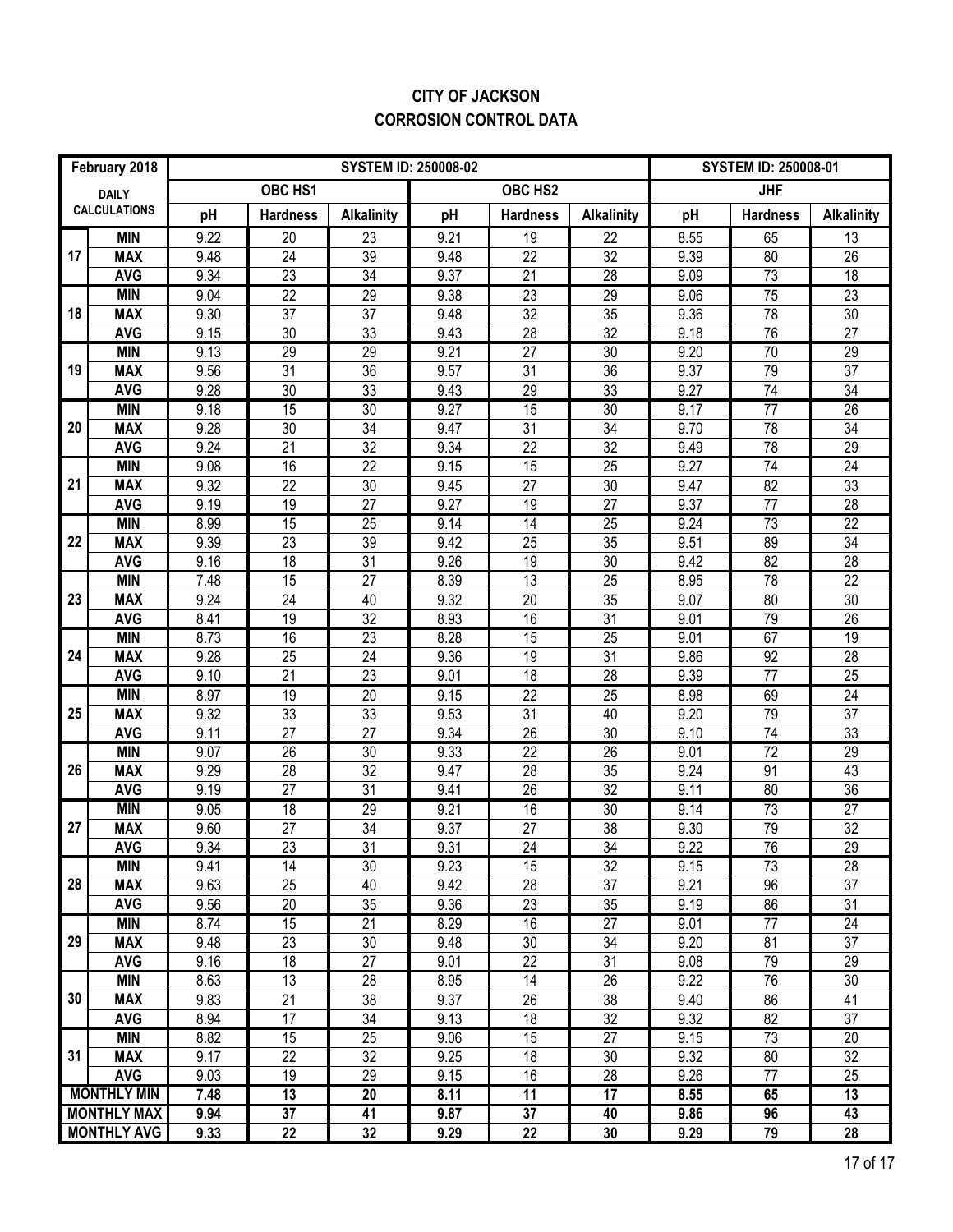# CITY OF JACKSON
## CORROSION CONTROL DATA

| February 2018 | | SYSTEM ID: 250008-02 | | | | | | SYSTEM ID: 250008-01 | | |
|---|---|---|---|---|---|---|---|---|---|---|
| DAILY CALCULATIONS | | OBC HS1 | | | OBC HS2 | | | JHF | | |
| | | pH | Hardness | Alkalinity | pH | Hardness | Alkalinity | pH | Hardness | Alkalinity |
| 17 | MIN | 9.22 | 20 | 23 | 9.21 | 19 | 22 | 8.55 | 65 | 13 |
| | MAX | 9.48 | 24 | 39 | 9.48 | 22 | 32 | 9.39 | 80 | 26 |
| | AVG | 9.34 | 23 | 34 | 9.37 | 21 | 28 | 9.09 | 73 | 18 |
| 18 | MIN | 9.04 | 22 | 29 | 9.38 | 23 | 29 | 9.06 | 75 | 23 |
| | MAX | 9.30 | 37 | 37 | 9.48 | 32 | 35 | 9.36 | 78 | 30 |
| | AVG | 9.15 | 30 | 33 | 9.43 | 28 | 32 | 9.18 | 76 | 27 |
| 19 | MIN | 9.13 | 29 | 29 | 9.21 | 27 | 30 | 9.20 | 70 | 29 |
| | MAX | 9.56 | 31 | 36 | 9.57 | 31 | 36 | 9.37 | 79 | 37 |
| | AVG | 9.28 | 30 | 33 | 9.43 | 29 | 33 | 9.27 | 74 | 34 |
| 20 | MIN | 9.18 | 15 | 30 | 9.27 | 15 | 30 | 9.17 | 77 | 26 |
| | MAX | 9.28 | 30 | 34 | 9.47 | 31 | 34 | 9.70 | 78 | 34 |
| | AVG | 9.24 | 21 | 32 | 9.34 | 22 | 32 | 9.49 | 78 | 29 |
| 21 | MIN | 9.08 | 16 | 22 | 9.15 | 15 | 25 | 9.27 | 74 | 24 |
| | MAX | 9.32 | 22 | 30 | 9.45 | 27 | 30 | 9.47 | 82 | 33 |
| | AVG | 9.19 | 19 | 27 | 9.27 | 19 | 27 | 9.37 | 77 | 28 |
| 22 | MIN | 8.99 | 15 | 25 | 9.14 | 14 | 25 | 9.24 | 73 | 22 |
| | MAX | 9.39 | 23 | 39 | 9.42 | 25 | 35 | 9.51 | 89 | 34 |
| | AVG | 9.16 | 18 | 31 | 9.26 | 19 | 30 | 9.42 | 82 | 28 |
| 23 | MIN | 7.48 | 15 | 27 | 8.39 | 13 | 25 | 8.95 | 78 | 22 |
| | MAX | 9.24 | 24 | 40 | 9.32 | 20 | 35 | 9.07 | 80 | 30 |
| | AVG | 8.41 | 19 | 32 | 8.93 | 16 | 31 | 9.01 | 79 | 26 |
| 24 | MIN | 8.73 | 16 | 23 | 8.28 | 15 | 25 | 9.01 | 67 | 19 |
| | MAX | 9.28 | 25 | 24 | 9.36 | 19 | 31 | 9.86 | 92 | 28 |
| | AVG | 9.10 | 21 | 23 | 9.01 | 18 | 28 | 9.39 | 77 | 25 |
| 25 | MIN | 8.97 | 19 | 20 | 9.15 | 22 | 25 | 8.98 | 69 | 24 |
| | MAX | 9.32 | 33 | 33 | 9.53 | 31 | 40 | 9.20 | 79 | 37 |
| | AVG | 9.11 | 27 | 27 | 9.34 | 26 | 30 | 9.10 | 74 | 33 |
| 26 | MIN | 9.07 | 26 | 30 | 9.33 | 22 | 26 | 9.01 | 72 | 29 |
| | MAX | 9.29 | 28 | 32 | 9.47 | 28 | 35 | 9.24 | 91 | 43 |
| | AVG | 9.19 | 27 | 31 | 9.41 | 26 | 32 | 9.11 | 80 | 36 |
| 27 | MIN | 9.05 | 18 | 29 | 9.21 | 16 | 30 | 9.14 | 73 | 27 |
| | MAX | 9.60 | 27 | 34 | 9.37 | 27 | 38 | 9.30 | 79 | 32 |
| | AVG | 9.34 | 23 | 31 | 9.31 | 24 | 34 | 9.22 | 76 | 29 |
| 28 | MIN | 9.41 | 14 | 30 | 9.23 | 15 | 32 | 9.15 | 73 | 28 |
| | MAX | 9.63 | 25 | 40 | 9.42 | 28 | 37 | 9.21 | 96 | 37 |
| | AVG | 9.56 | 20 | 35 | 9.36 | 23 | 35 | 9.19 | 86 | 31 |
| 29 | MIN | 8.74 | 15 | 21 | 8.29 | 16 | 27 | 9.01 | 77 | 24 |
| | MAX | 9.48 | 23 | 30 | 9.48 | 30 | 34 | 9.20 | 81 | 37 |
| | AVG | 9.16 | 18 | 27 | 9.01 | 22 | 31 | 9.08 | 79 | 29 |
| 30 | MIN | 8.63 | 13 | 28 | 8.95 | 14 | 26 | 9.22 | 76 | 30 |
| | MAX | 9.83 | 21 | 38 | 9.37 | 26 | 38 | 9.40 | 86 | 41 |
| | AVG | 8.94 | 17 | 34 | 9.13 | 18 | 32 | 9.32 | 82 | 37 |
| 31 | MIN | 8.82 | 15 | 25 | 9.06 | 15 | 27 | 9.15 | 73 | 20 |
| | MAX | 9.17 | 22 | 32 | 9.25 | 18 | 30 | 9.32 | 80 | 32 |
| | AVG | 9.03 | 19 | 29 | 9.15 | 16 | 28 | 9.26 | 77 | 25 |
| **MONTHLY MIN** | | **7.48** | **13** | **20** | **8.11** | **11** | **17** | **8.55** | **65** | **13** |
| **MONTHLY MAX** | | **9.94** | **37** | **41** | **9.87** | **37** | **40** | **9.86** | **96** | **43** |
| **MONTHLY AVG** | | **9.33** | **22** | **32** | **9.29** | **22** | **30** | **9.29** | **79** | **28** |